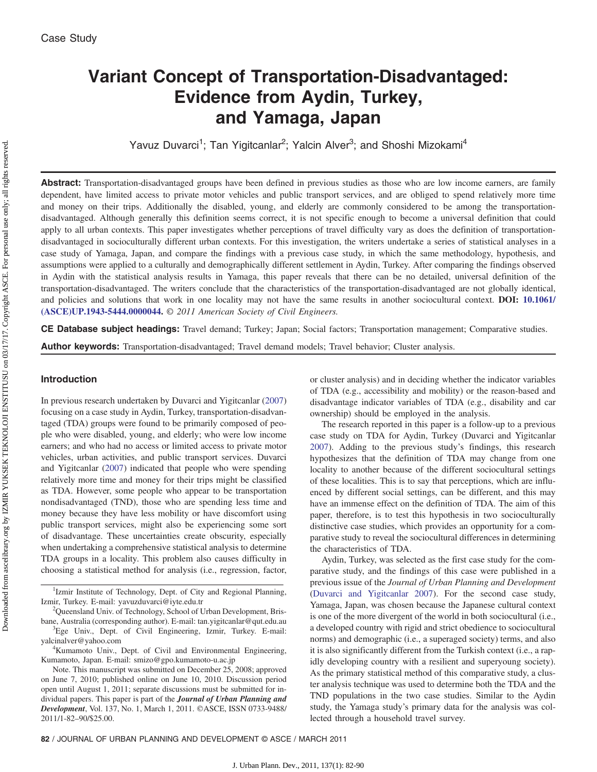Case Study

# Variant Concept of Transportation-Disadvantaged: Evidence from Aydin, Turkey, and Yamaga, Japan

Yavuz Duvarci[1]; Tan Yigitcanlar[2]; Yalcin Alver[3]; and Shoshi Mizokami[4]

**Abstract:** Transportation-disadvantaged groups have been defined in previous studies as those who are low income earners, are family dependent, have limited access to private motor vehicles and public transport services, and are obliged to spend relatively more time and money on their trips. Additionally the disabled, young, and elderly are commonly considered to be among the transportation-disadvantaged. Although generally this definition seems correct, it is not specific enough to become a universal definition that could apply to all urban contexts. This paper investigates whether perceptions of travel difficulty vary as does the definition of transportation-disadvantaged in socioculturally different urban contexts. For this investigation, the writers undertake a series of statistical analyses in a case study of Yamaga, Japan, and compare the findings with a previous case study, in which the same methodology, hypothesis, and assumptions were applied to a culturally and demographically different settlement in Aydin, Turkey. After comparing the findings observed in Aydin with the statistical analysis results in Yamaga, this paper reveals that there can be no detailed, universal definition of the transportation-disadvantaged. The writers conclude that the characteristics of the transportation-disadvantaged are not globally identical, and policies and solutions that work in one locality may not have the same results in another sociocultural context. **DOI:** 10.1061/(ASCE)UP.1943-5444.0000044. *© 2011 American Society of Civil Engineers.*

**CE Database subject headings:** Travel demand; Turkey; Japan; Social factors; Transportation management; Comparative studies.

**Author keywords:** Transportation-disadvantaged; Travel demand models; Travel behavior; Cluster analysis.

## Introduction

In previous research undertaken by Duvarci and Yigitcanlar (2007) focusing on a case study in Aydin, Turkey, transportation-disadvantaged (TDA) groups were found to be primarily composed of people who were disabled, young, and elderly; who were low income earners; and who had no access or limited access to private motor vehicles, urban activities, and public transport services. Duvarci and Yigitcanlar (2007) indicated that people who were spending relatively more time and money for their trips might be classified as TDA. However, some people who appear to be transportation nondisadvantaged (TND), those who are spending less time and money because they have less mobility or have discomfort using public transport services, might also be experiencing some sort of disadvantage. These uncertainties create obscurity, especially when undertaking a comprehensive statistical analysis to determine TDA groups in a locality. This problem also causes difficulty in choosing a statistical method for analysis (i.e., regression, factor, or cluster analysis) and in deciding whether the indicator variables of TDA (e.g., accessibility and mobility) or the reason-based and disadvantage indicator variables of TDA (e.g., disability and car ownership) should be employed in the analysis.

The research reported in this paper is a follow-up to a previous case study on TDA for Aydin, Turkey (Duvarci and Yigitcanlar 2007). Adding to the previous study's findings, this research hypothesizes that the definition of TDA may change from one locality to another because of the different sociocultural settings of these localities. This is to say that perceptions, which are influenced by different social settings, can be different, and this may have an immense effect on the definition of TDA. The aim of this paper, therefore, is to test this hypothesis in two socioculturally distinctive case studies, which provides an opportunity for a comparative study to reveal the sociocultural differences in determining the characteristics of TDA.

Aydin, Turkey, was selected as the first case study for the comparative study, and the findings of this case were published in a previous issue of the *Journal of Urban Planning and Development* (Duvarci and Yigitcanlar 2007). For the second case study, Yamaga, Japan, was chosen because the Japanese cultural context is one of the more divergent of the world in both sociocultural (i.e., a developed country with rigid and strict obedience to sociocultural norms) and demographic (i.e., a superaged society) terms, and also it is also significantly different from the Turkish context (i.e., a rapidly developing country with a resilient and superyoung society). As the primary statistical method of this comparative study, a cluster analysis technique was used to determine both the TDA and the TND populations in the two case studies. Similar to the Aydin study, the Yamaga study's primary data for the analysis was collected through a household travel survey.

---

[1]Izmir Institute of Technology, Dept. of City and Regional Planning, Izmir, Turkey. E-mail: yavuzduvarci@iyte.edu.tr

[2]Queensland Univ. of Technology, School of Urban Development, Brisbane, Australia (corresponding author). E-mail: tan.yigitcanlar@qut.edu.au

[3]Ege Univ., Dept. of Civil Engineering, Izmir, Turkey. E-mail: yalcinalver@yahoo.com

[4]Kumamoto Univ., Dept. of Civil and Environmental Engineering, Kumamoto, Japan. E-mail: smizo@gpo.kumamoto-u.ac.jp

Note. This manuscript was submitted on December 25, 2008; approved on June 7, 2010; published online on June 10, 2010. Discussion period open until August 1, 2011; separate discussions must be submitted for individual papers. This paper is part of the ***Journal of Urban Planning and Development***, Vol. 137, No. 1, March 1, 2011. ©ASCE, ISSN 0733-9488/2011/1-82–90/$25.00.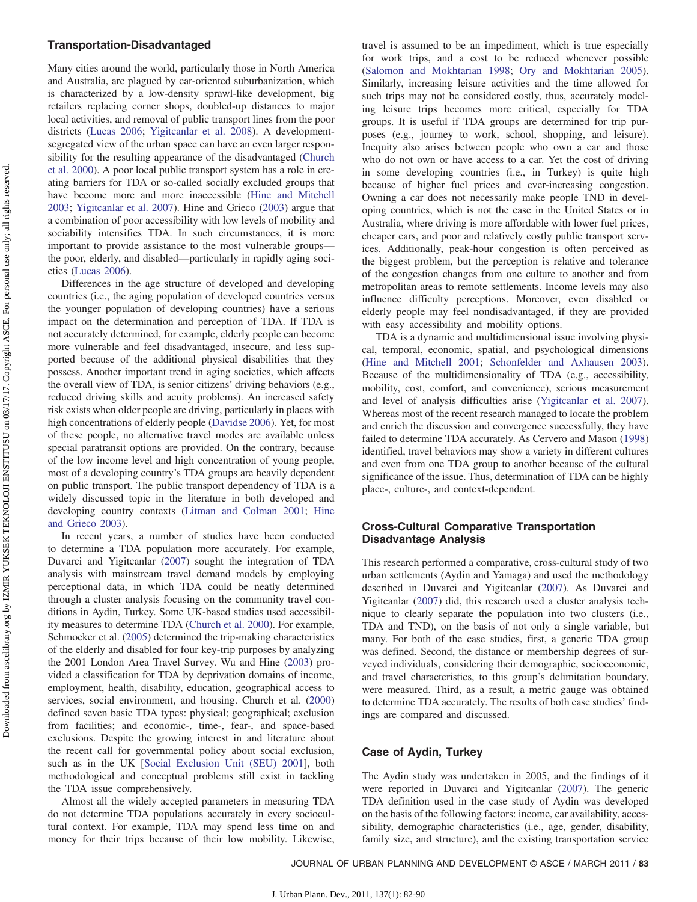### Transportation-Disadvantaged

Many cities around the world, particularly those in North America and Australia, are plagued by car-oriented suburbanization, which is characterized by a low-density sprawl-like development, big retailers replacing corner shops, doubled-up distances to major local activities, and removal of public transport lines from the poor districts (Lucas 2006; Yigitcanlar et al. 2008). A development-segregated view of the urban space can have an even larger responsibility for the resulting appearance of the disadvantaged (Church et al. 2000). A poor local public transport system has a role in creating barriers for TDA or so-called socially excluded groups that have become more and more inaccessible (Hine and Mitchell 2003; Yigitcanlar et al. 2007). Hine and Grieco (2003) argue that a combination of poor accessibility with low levels of mobility and sociability intensifies TDA. In such circumstances, it is more important to provide assistance to the most vulnerable groups—the poor, elderly, and disabled—particularly in rapidly aging societies (Lucas 2006).

Differences in the age structure of developed and developing countries (i.e., the aging population of developed countries versus the younger population of developing countries) have a serious impact on the determination and perception of TDA. If TDA is not accurately determined, for example, elderly people can become more vulnerable and feel disadvantaged, insecure, and less supported because of the additional physical disabilities that they possess. Another important trend in aging societies, which affects the overall view of TDA, is senior citizens' driving behaviors (e.g., reduced driving skills and acuity problems). An increased safety risk exists when older people are driving, particularly in places with high concentrations of elderly people (Davidse 2006). Yet, for most of these people, no alternative travel modes are available unless special paratransit options are provided. On the contrary, because of the low income level and high concentration of young people, most of a developing country's TDA groups are heavily dependent on public transport. The public transport dependency of TDA is a widely discussed topic in the literature in both developed and developing country contexts (Litman and Colman 2001; Hine and Grieco 2003).

In recent years, a number of studies have been conducted to determine a TDA population more accurately. For example, Duvarci and Yigitcanlar (2007) sought the integration of TDA analysis with mainstream travel demand models by employing perceptional data, in which TDA could be neatly determined through a cluster analysis focusing on the community travel conditions in Aydin, Turkey. Some UK-based studies used accessibility measures to determine TDA (Church et al. 2000). For example, Schmocker et al. (2005) determined the trip-making characteristics of the elderly and disabled for four key-trip purposes by analyzing the 2001 London Area Travel Survey. Wu and Hine (2003) provided a classification for TDA by deprivation domains of income, employment, health, disability, education, geographical access to services, social environment, and housing. Church et al. (2000) defined seven basic TDA types: physical; geographical; exclusion from facilities; and economic-, time-, fear-, and space-based exclusions. Despite the growing interest in and literature about the recent call for governmental policy about social exclusion, such as in the UK [Social Exclusion Unit (SEU) 2001], both methodological and conceptual problems still exist in tackling the TDA issue comprehensively.

Almost all the widely accepted parameters in measuring TDA do not determine TDA populations accurately in every sociocultural context. For example, TDA may spend less time on and money for their trips because of their low mobility. Likewise, travel is assumed to be an impediment, which is true especially for work trips, and a cost to be reduced whenever possible (Salomon and Mokhtarian 1998; Ory and Mokhtarian 2005). Similarly, increasing leisure activities and the time allowed for such trips may not be considered costly, thus, accurately modeling leisure trips becomes more critical, especially for TDA groups. It is useful if TDA groups are determined for trip purposes (e.g., journey to work, school, shopping, and leisure). Inequity also arises between people who own a car and those who do not own or have access to a car. Yet the cost of driving in some developing countries (i.e., in Turkey) is quite high because of higher fuel prices and ever-increasing congestion. Owning a car does not necessarily make people TND in developing countries, which is not the case in the United States or in Australia, where driving is more affordable with lower fuel prices, cheaper cars, and poor and relatively costly public transport services. Additionally, peak-hour congestion is often perceived as the biggest problem, but the perception is relative and tolerance of the congestion changes from one culture to another and from metropolitan areas to remote settlements. Income levels may also influence difficulty perceptions. Moreover, even disabled or elderly people may feel nondisadvantaged, if they are provided with easy accessibility and mobility options.

TDA is a dynamic and multidimensional issue involving physical, temporal, economic, spatial, and psychological dimensions (Hine and Mitchell 2001; Schonfelder and Axhausen 2003). Because of the multidimensionality of TDA (e.g., accessibility, mobility, cost, comfort, and convenience), serious measurement and level of analysis difficulties arise (Yigitcanlar et al. 2007). Whereas most of the recent research managed to locate the problem and enrich the discussion and convergence successfully, they have failed to determine TDA accurately. As Cervero and Mason (1998) identified, travel behaviors may show a variety in different cultures and even from one TDA group to another because of the cultural significance of the issue. Thus, determination of TDA can be highly place-, culture-, and context-dependent.

### Cross-Cultural Comparative Transportation Disadvantage Analysis

This research performed a comparative, cross-cultural study of two urban settlements (Aydin and Yamaga) and used the methodology described in Duvarci and Yigitcanlar (2007). As Duvarci and Yigitcanlar (2007) did, this research used a cluster analysis technique to clearly separate the population into two clusters (i.e., TDA and TND), on the basis of not only a single variable, but many. For both of the case studies, first, a generic TDA group was defined. Second, the distance or membership degrees of surveyed individuals, considering their demographic, socioeconomic, and travel characteristics, to this group's delimitation boundary, were measured. Third, as a result, a metric gauge was obtained to determine TDA accurately. The results of both case studies' findings are compared and discussed.

### Case of Aydin, Turkey

The Aydin study was undertaken in 2005, and the findings of it were reported in Duvarci and Yigitcanlar (2007). The generic TDA definition used in the case study of Aydin was developed on the basis of the following factors: income, car availability, accessibility, demographic characteristics (i.e., age, gender, disability, family size, and structure), and the existing transportation service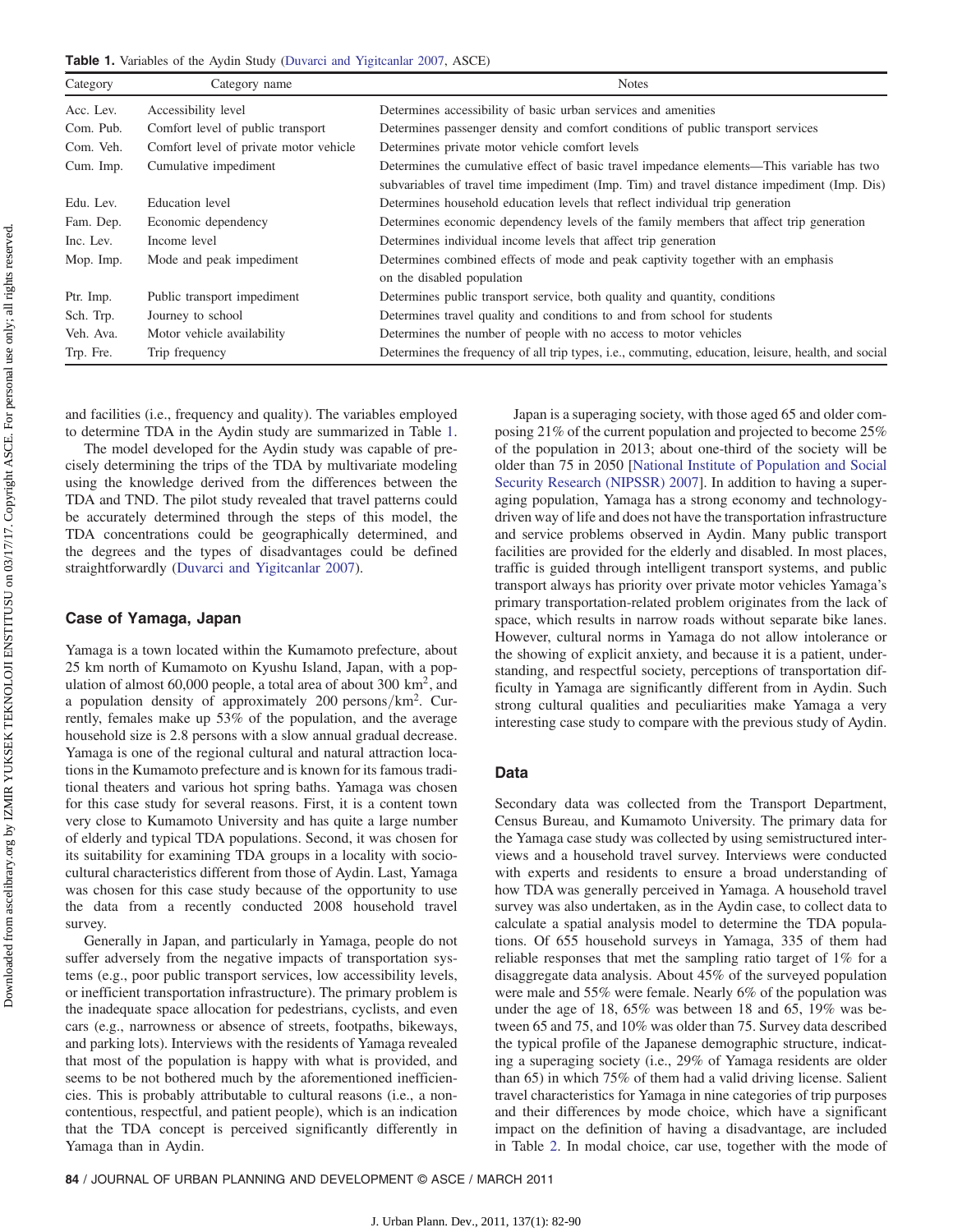**Table 1.** Variables of the Aydin Study (Duvarci and Yigitcanlar 2007, ASCE)

| Category | Category name | Notes |
|---|---|---|
| Acc. Lev. | Accessibility level | Determines accessibility of basic urban services and amenities |
| Com. Pub. | Comfort level of public transport | Determines passenger density and comfort conditions of public transport services |
| Com. Veh. | Comfort level of private motor vehicle | Determines private motor vehicle comfort levels |
| Cum. Imp. | Cumulative impediment | Determines the cumulative effect of basic travel impedance elements—This variable has two subvariables of travel time impediment (Imp. Tim) and travel distance impediment (Imp. Dis) |
| Edu. Lev. | Education level | Determines household education levels that reflect individual trip generation |
| Fam. Dep. | Economic dependency | Determines economic dependency levels of the family members that affect trip generation |
| Inc. Lev. | Income level | Determines individual income levels that affect trip generation |
| Mop. Imp. | Mode and peak impediment | Determines combined effects of mode and peak captivity together with an emphasis on the disabled population |
| Ptr. Imp. | Public transport impediment | Determines public transport service, both quality and quantity, conditions |
| Sch. Trp. | Journey to school | Determines travel quality and conditions to and from school for students |
| Veh. Ava. | Motor vehicle availability | Determines the number of people with no access to motor vehicles |
| Trp. Fre. | Trip frequency | Determines the frequency of all trip types, i.e., commuting, education, leisure, health, and social |

and facilities (i.e., frequency and quality). The variables employed to determine TDA in the Aydin study are summarized in Table 1.

The model developed for the Aydin study was capable of precisely determining the trips of the TDA by multivariate modeling using the knowledge derived from the differences between the TDA and TND. The pilot study revealed that travel patterns could be accurately determined through the steps of this model, the TDA concentrations could be geographically determined, and the degrees and the types of disadvantages could be defined straightforwardly (Duvarci and Yigitcanlar 2007).

## Case of Yamaga, Japan

Yamaga is a town located within the Kumamoto prefecture, about 25 km north of Kumamoto on Kyushu Island, Japan, with a population of almost 60,000 people, a total area of about 300 $\text{km}^2$, and a population density of approximately 200 $\text{persons}/\text{km}^2$. Currently, females make up 53% of the population, and the average household size is 2.8 persons with a slow annual gradual decrease. Yamaga is one of the regional cultural and natural attraction locations in the Kumamoto prefecture and is known for its famous traditional theaters and various hot spring baths. Yamaga was chosen for this case study for several reasons. First, it is a content town very close to Kumamoto University and has quite a large number of elderly and typical TDA populations. Second, it was chosen for its suitability for examining TDA groups in a locality with sociocultural characteristics different from those of Aydin. Last, Yamaga was chosen for this case study because of the opportunity to use the data from a recently conducted 2008 household travel survey.

Generally in Japan, and particularly in Yamaga, people do not suffer adversely from the negative impacts of transportation systems (e.g., poor public transport services, low accessibility levels, or inefficient transportation infrastructure). The primary problem is the inadequate space allocation for pedestrians, cyclists, and even cars (e.g., narrowness or absence of streets, footpaths, bikeways, and parking lots). Interviews with the residents of Yamaga revealed that most of the population is happy with what is provided, and seems to be not bothered much by the aforementioned inefficiencies. This is probably attributable to cultural reasons (i.e., a noncontentious, respectful, and patient people), which is an indication that the TDA concept is perceived significantly differently in Yamaga than in Aydin.

Japan is a superaging society, with those aged 65 and older composing 21% of the current population and projected to become 25% of the population in 2013; about one-third of the society will be older than 75 in 2050 [National Institute of Population and Social Security Research (NIPSSR) 2007]. In addition to having a superaging population, Yamaga has a strong economy and technology-driven way of life and does not have the transportation infrastructure and service problems observed in Aydin. Many public transport facilities are provided for the elderly and disabled. In most places, traffic is guided through intelligent transport systems, and public transport always has priority over private motor vehicles Yamaga's primary transportation-related problem originates from the lack of space, which results in narrow roads without separate bike lanes. However, cultural norms in Yamaga do not allow intolerance or the showing of explicit anxiety, and because it is a patient, understanding, and respectful society, perceptions of transportation difficulty in Yamaga are significantly different from in Aydin. Such strong cultural qualities and peculiarities make Yamaga a very interesting case study to compare with the previous study of Aydin.

## Data

Secondary data was collected from the Transport Department, Census Bureau, and Kumamoto University. The primary data for the Yamaga case study was collected by using semistructured interviews and a household travel survey. Interviews were conducted with experts and residents to ensure a broad understanding of how TDA was generally perceived in Yamaga. A household travel survey was also undertaken, as in the Aydin case, to collect data to calculate a spatial analysis model to determine the TDA populations. Of 655 household surveys in Yamaga, 335 of them had reliable responses that met the sampling ratio target of 1% for a disaggregate data analysis. About 45% of the surveyed population were male and 55% were female. Nearly 6% of the population was under the age of 18, 65% was between 18 and 65, 19% was between 65 and 75, and 10% was older than 75. Survey data described the typical profile of the Japanese demographic structure, indicating a superaging society (i.e., 29% of Yamaga residents are older than 65) in which 75% of them had a valid driving license. Salient travel characteristics for Yamaga in nine categories of trip purposes and their differences by mode choice, which have a significant impact on the definition of having a disadvantage, are included in Table 2. In modal choice, car use, together with the mode of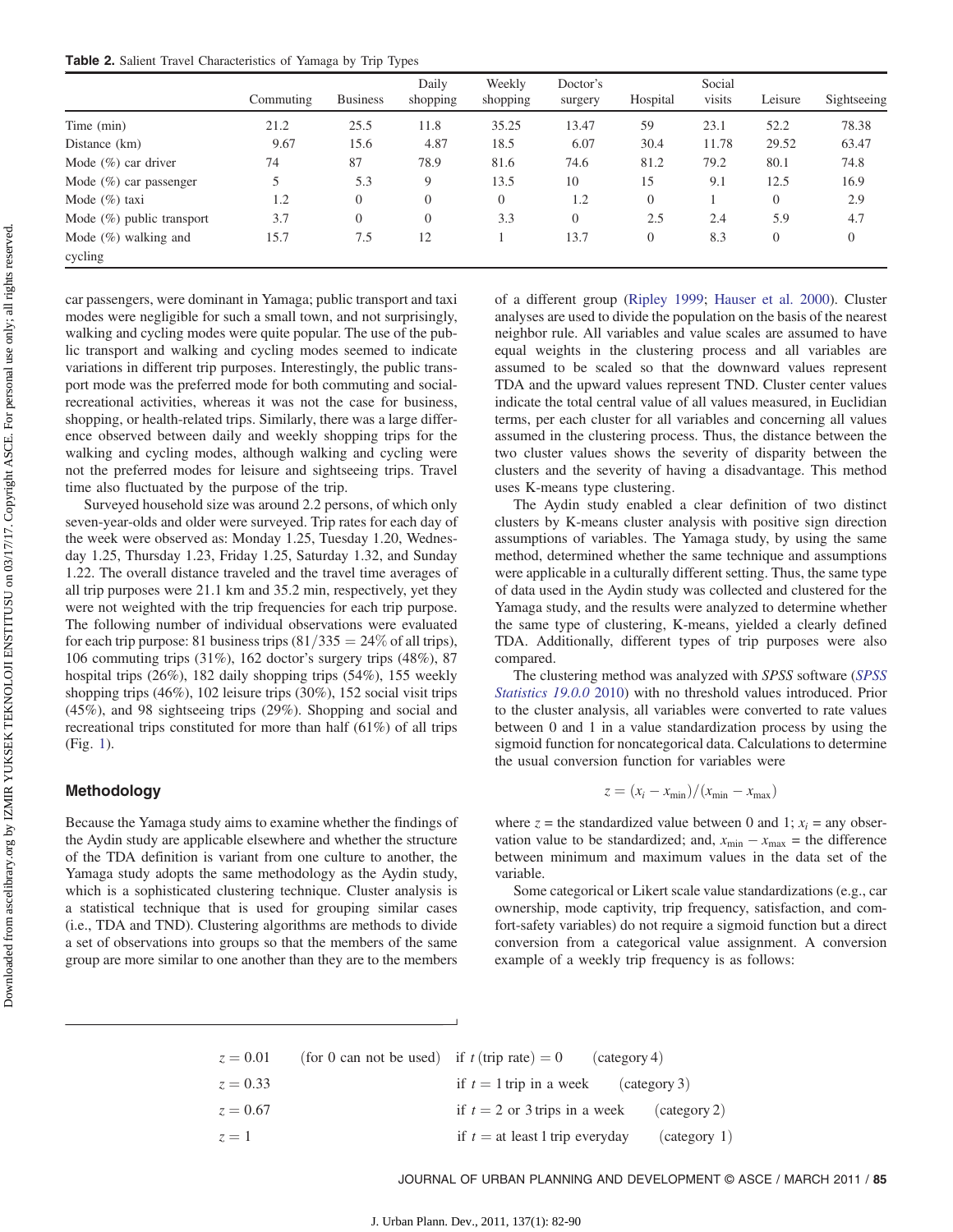**Table 2.** Salient Travel Characteristics of Yamaga by Trip Types

| | Commuting | Business | Daily shopping | Weekly shopping | Doctor's surgery | Hospital | Social visits | Leisure | Sightseeing |
|---|---|---|---|---|---|---|---|---|---|
| Time (min) | 21.2 | 25.5 | 11.8 | 35.25 | 13.47 | 59 | 23.1 | 52.2 | 78.38 |
| Distance (km) | 9.67 | 15.6 | 4.87 | 18.5 | 6.07 | 30.4 | 11.78 | 29.52 | 63.47 |
| Mode (%) car driver | 74 | 87 | 78.9 | 81.6 | 74.6 | 81.2 | 79.2 | 80.1 | 74.8 |
| Mode (%) car passenger | 5 | 5.3 | 9 | 13.5 | 10 | 15 | 9.1 | 12.5 | 16.9 |
| Mode (%) taxi | 1.2 | 0 | 0 | 0 | 1.2 | 0 | 1 | 0 | 2.9 |
| Mode (%) public transport | 3.7 | 0 | 0 | 3.3 | 0 | 2.5 | 2.4 | 5.9 | 4.7 |
| Mode (%) walking and cycling | 15.7 | 7.5 | 12 | 1 | 13.7 | 0 | 8.3 | 0 | 0 |

car passengers, were dominant in Yamaga; public transport and taxi modes were negligible for such a small town, and not surprisingly, walking and cycling modes were quite popular. The use of the public transport and walking and cycling modes seemed to indicate variations in different trip purposes. Interestingly, the public transport mode was the preferred mode for both commuting and social-recreational activities, whereas it was not the case for business, shopping, or health-related trips. Similarly, there was a large difference observed between daily and weekly shopping trips for the walking and cycling modes, although walking and cycling were not the preferred modes for leisure and sightseeing trips. Travel time also fluctuated by the purpose of the trip.

Surveyed household size was around 2.2 persons, of which only seven-year-olds and older were surveyed. Trip rates for each day of the week were observed as: Monday 1.25, Tuesday 1.20, Wednesday 1.25, Thursday 1.23, Friday 1.25, Saturday 1.32, and Sunday 1.22. The overall distance traveled and the travel time averages of all trip purposes were 21.1 km and 35.2 min, respectively, yet they were not weighted with the trip frequencies for each trip purpose. The following number of individual observations were evaluated for each trip purpose: 81 business trips ($81/335 = 24\%$ of all trips), 106 commuting trips (31%), 162 doctor's surgery trips (48%), 87 hospital trips (26%), 182 daily shopping trips (54%), 155 weekly shopping trips (46%), 102 leisure trips (30%), 152 social visit trips (45%), and 98 sightseeing trips (29%). Shopping and social and recreational trips constituted for more than half (61%) of all trips (Fig. 1).

## Methodology

Because the Yamaga study aims to examine whether the findings of the Aydin study are applicable elsewhere and whether the structure of the TDA definition is variant from one culture to another, the Yamaga study adopts the same methodology as the Aydin study, which is a sophisticated clustering technique. Cluster analysis is a statistical technique that is used for grouping similar cases (i.e., TDA and TND). Clustering algorithms are methods to divide a set of observations into groups so that the members of the same group are more similar to one another than they are to the members of a different group (Ripley 1999; Hauser et al. 2000). Cluster analyses are used to divide the population on the basis of the nearest neighbor rule. All variables and value scales are assumed to have equal weights in the clustering process and all variables are assumed to be scaled so that the downward values represent TDA and the upward values represent TND. Cluster center values indicate the total central value of all values measured, in Euclidian terms, per each cluster for all variables and concerning all values assumed in the clustering process. Thus, the distance between the two cluster values shows the severity of disparity between the clusters and the severity of having a disadvantage. This method uses K-means type clustering.

The Aydin study enabled a clear definition of two distinct clusters by K-means cluster analysis with positive sign direction assumptions of variables. The Yamaga study, by using the same method, determined whether the same technique and assumptions were applicable in a culturally different setting. Thus, the same type of data used in the Aydin study was collected and clustered for the Yamaga study, and the results were analyzed to determine whether the same type of clustering, K-means, yielded a clearly defined TDA. Additionally, different types of trip purposes were also compared.

The clustering method was analyzed with *SPSS* software (*SPSS Statistics 19.0.0* 2010) with no threshold values introduced. Prior to the cluster analysis, all variables were converted to rate values between 0 and 1 in a value standardization process by using the sigmoid function for noncategorical data. Calculations to determine the usual conversion function for variables were

$$z = (x_i - x_{\min})/(x_{\min} - x_{\max})$$

where $z$ = the standardized value between 0 and 1; $x_i$ = any observation value to be standardized; and, $x_{\min} - x_{\max}$ = the difference between minimum and maximum values in the data set of the variable.

Some categorical or Likert scale value standardizations (e.g., car ownership, mode captivity, trip frequency, satisfaction, and comfort-safety variables) do not require a sigmoid function but a direct conversion from a categorical value assignment. A conversion example of a weekly trip frequency is as follows:

$$
\begin{aligned}
z &= 0.01 \quad \text{(for 0 can not be used)} \quad && \text{if } t \text{ (trip rate)} = 0 \quad \text{(category 4)}\\
z &= 0.33 && \text{if } t = 1 \text{ trip in a week} \quad \text{(category 3)}\\
z &= 0.67 && \text{if } t = 2 \text{ or } 3 \text{ trips in a week} \quad \text{(category 2)}\\
z &= 1 && \text{if } t = \text{at least 1 trip everyday} \quad \text{(category 1)}
\end{aligned}
$$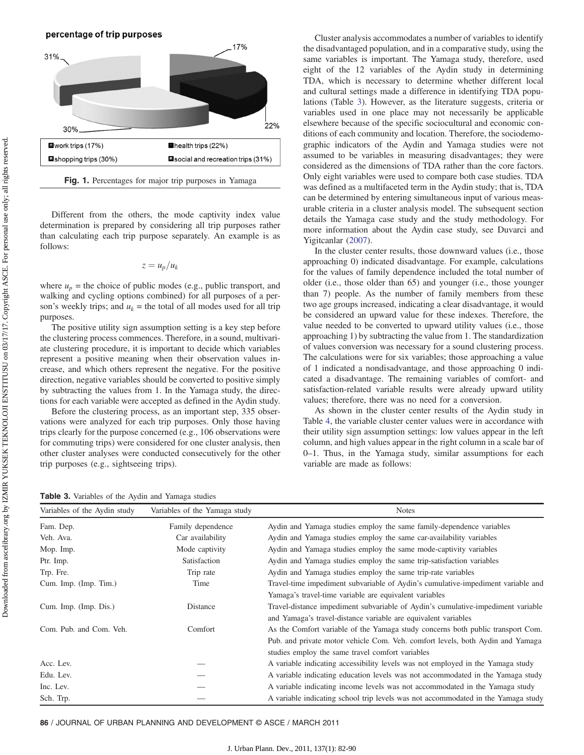**percentage of trip purposes**

17%, 31%, 22%, 30%

work trips (17%) | health trips (22%) | shopping trips (30%) | social and recreation trips (31%)

**Fig. 1.** Percentages for major trip purposes in Yamaga

Different from the others, the mode captivity index value determination is prepared by considering all trip purposes rather than calculating each trip purpose separately. An example is as follows:

$$z = u_p/u_k$$

where $u_p$ = the choice of public modes (e.g., public transport, and walking and cycling options combined) for all purposes of a person's weekly trips; and $u_k$ = the total of all modes used for all trip purposes.

The positive utility sign assumption setting is a key step before the clustering process commences. Therefore, in a sound, multivariate clustering procedure, it is important to decide which variables represent a positive meaning when their observation values increase, and which others represent the negative. For the positive direction, negative variables should be converted to positive simply by subtracting the values from 1. In the Yamaga study, the directions for each variable were accepted as defined in the Aydin study.

Before the clustering process, as an important step, 335 observations were analyzed for each trip purposes. Only those having trips clearly for the purpose concerned (e.g., 106 observations were for commuting trips) were considered for one cluster analysis, then other cluster analyses were conducted consecutively for the other trip purposes (e.g., sightseeing trips).

Cluster analysis accommodates a number of variables to identify the disadvantaged population, and in a comparative study, using the same variables is important. The Yamaga study, therefore, used eight of the 12 variables of the Aydin study in determining TDA, which is necessary to determine whether different local and cultural settings made a difference in identifying TDA populations (Table 3). However, as the literature suggests, criteria or variables used in one place may not necessarily be applicable elsewhere because of the specific sociocultural and economic conditions of each community and location. Therefore, the sociodemographic indicators of the Aydin and Yamaga studies were not assumed to be variables in measuring disadvantages; they were considered as the dimensions of TDA rather than the core factors. Only eight variables were used to compare both case studies. TDA was defined as a multifaceted term in the Aydin study; that is, TDA can be determined by entering simultaneous input of various measurable criteria in a cluster analysis model. The subsequent section details the Yamaga case study and the study methodology. For more information about the Aydin case study, see Duvarci and Yigitcanlar (2007).

In the cluster center results, those downward values (i.e., those approaching 0) indicated disadvantage. For example, calculations for the values of family dependence included the total number of older (i.e., those older than 65) and younger (i.e., those younger than 7) people. As the number of family members from these two age groups increased, indicating a clear disadvantage, it would be considered an upward value for these indexes. Therefore, the value needed to be converted to upward utility values (i.e., those approaching 1) by subtracting the value from 1. The standardization of values conversion was necessary for a sound clustering process. The calculations were for six variables; those approaching a value of 1 indicated a nondisadvantage, and those approaching 0 indicated a disadvantage. The remaining variables of comfort- and satisfaction-related variable results were already upward utility values; therefore, there was no need for a conversion.

As shown in the cluster center results of the Aydin study in Table 4, the variable cluster center values were in accordance with their utility sign assumption settings: low values appear in the left column, and high values appear in the right column in a scale bar of 0–1. Thus, in the Yamaga study, similar assumptions for each variable are made as follows:

**Table 3.** Variables of the Aydin and Yamaga studies

| Variables of the Aydin study | Variables of the Yamaga study | Notes |
|---|---|---|
| Fam. Dep. | Family dependence | Aydin and Yamaga studies employ the same family-dependence variables |
| Veh. Ava. | Car availability | Aydin and Yamaga studies employ the same car-availability variables |
| Mop. Imp. | Mode captivity | Aydin and Yamaga studies employ the same mode-captivity variables |
| Ptr. Imp. | Satisfaction | Aydin and Yamaga studies employ the same trip-satisfaction variables |
| Trp. Fre. | Trip rate | Aydin and Yamaga studies employ the same trip-rate variables |
| Cum. Imp. (Imp. Tim.) | Time | Travel-time impediment subvariable of Aydin's cumulative-impediment variable and Yamaga's travel-time variable are equivalent variables |
| Cum. Imp. (Imp. Dis.) | Distance | Travel-distance impediment subvariable of Aydin's cumulative-impediment variable and Yamaga's travel-distance variable are equivalent variables |
| Com. Pub. and Com. Veh. | Comfort | As the Comfort variable of the Yamaga study concerns both public transport Com. Pub. and private motor vehicle Com. Veh. comfort levels, both Aydin and Yamaga studies employ the same travel comfort variables |
| Acc. Lev. | — | A variable indicating accessibility levels was not employed in the Yamaga study |
| Edu. Lev. | — | A variable indicating education levels was not accommodated in the Yamaga study |
| Inc. Lev. | — | A variable indicating income levels was not accommodated in the Yamaga study |
| Sch. Trp. | — | A variable indicating school trip levels was not accommodated in the Yamaga study |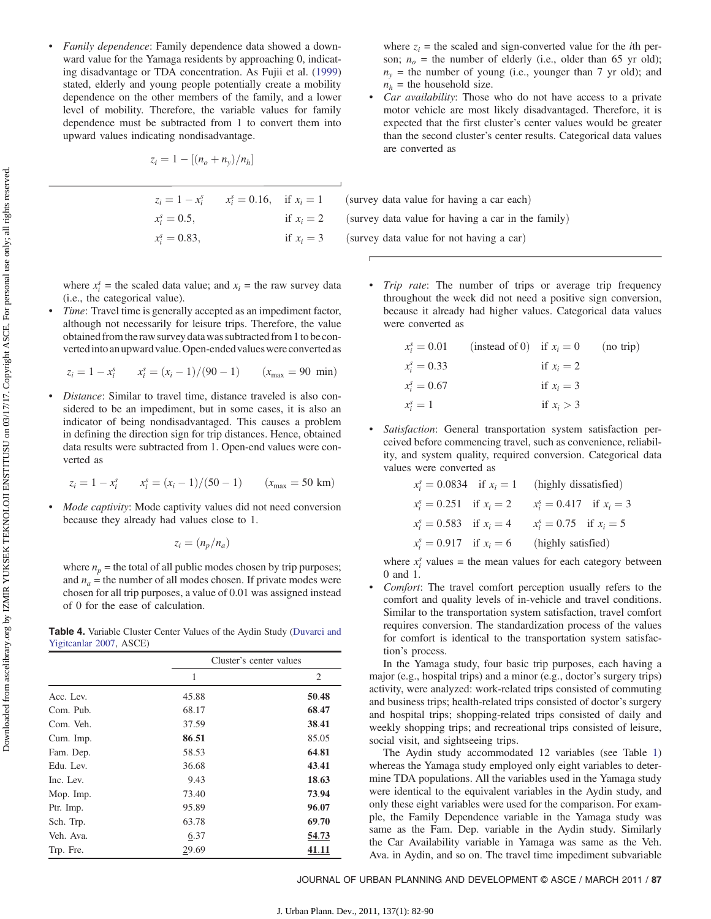- *Family dependence*: Family dependence data showed a downward value for the Yamaga residents by approaching 0, indicating disadvantage or TDA concentration. As Fujii et al. (1999) stated, elderly and young people potentially create a mobility dependence on the other members of the family, and a lower level of mobility. Therefore, the variable values for family dependence must be subtracted from 1 to convert them into upward values indicating nondisadvantage.

$$z_i = 1 - [(n_o + n_y)/n_h]$$

where $z_i$ = the scaled and sign-converted value for the $i$th person; $n_o$ = the number of elderly (i.e., older than 65 yr old); $n_y$ = the number of young (i.e., younger than 7 yr old); and $n_h$ = the household size.

- *Car availability*: Those who do not have access to a private motor vehicle are most likely disadvantaged. Therefore, it is expected that the first cluster's center values would be greater than the second cluster's center results. Categorical data values are converted as

$$z_i = 1 - x_i^s \qquad x_i^s = 0.16, \quad \text{if } x_i = 1 \qquad \text{(survey data value for having a car each)}$$
$$x_i^s = 0.5, \quad \text{if } x_i = 2 \qquad \text{(survey data value for having a car in the family)}$$
$$x_i^s = 0.83, \quad \text{if } x_i = 3 \qquad \text{(survey data value for not having a car)}$$

where $x_i^s$ = the scaled data value; and $x_i$ = the raw survey data (i.e., the categorical value).

- *Time*: Travel time is generally accepted as an impediment factor, although not necessarily for leisure trips. Therefore, the value obtained from the raw survey data was subtracted from 1 to be converted into an upward value. Open-ended values were converted as

$$z_i = 1 - x_i^s \qquad x_i^s = (x_i - 1)/(90 - 1) \qquad (x_{\max} = 90 \text{ min})$$

- *Distance*: Similar to travel time, distance traveled is also considered to be an impediment, but in some cases, it is also an indicator of being nondisadvantaged. This causes a problem in defining the direction sign for trip distances. Hence, obtained data results were subtracted from 1. Open-end values were converted as

$$z_i = 1 - x_i^s \qquad x_i^s = (x_i - 1)/(50 - 1) \qquad (x_{\max} = 50 \text{ km})$$

- *Mode captivity*: Mode captivity values did not need conversion because they already had values close to 1.

$$z_i = (n_p/n_a)$$

where $n_p$ = the total of all public modes chosen by trip purposes; and $n_a$ = the number of all modes chosen. If private modes were chosen for all trip purposes, a value of 0.01 was assigned instead of 0 for the ease of calculation.

**Table 4.** Variable Cluster Center Values of the Aydin Study (Duvarci and Yigitcanlar 2007, ASCE)

| | Cluster's center values | |
|---|---|---|
| | 1 | 2 |
| Acc. Lev. | 45.88 | **50.48** |
| Com. Pub. | 68.17 | **68.47** |
| Com. Veh. | 37.59 | **38.41** |
| Cum. Imp. | **86.51** | 85.05 |
| Fam. Dep. | 58.53 | **64.81** |
| Edu. Lev. | 36.68 | **43.41** |
| Inc. Lev. | 9.43 | **18.63** |
| Mop. Imp. | 73.40 | **73.94** |
| Ptr. Imp. | 95.89 | **96.07** |
| Sch. Trp. | 63.78 | **69.70** |
| Veh. Ava. | 6.37 | **54.73** |
| Trp. Fre. | 29.69 | **41.11** |

- *Trip rate*: The number of trips or average trip frequency throughout the week did not need a positive sign conversion, because it already had higher values. Categorical data values were converted as

$$x_i^s = 0.01 \quad \text{(instead of 0)} \quad \text{if } x_i = 0 \quad \text{(no trip)}$$
$$x_i^s = 0.33 \quad \text{if } x_i = 2$$
$$x_i^s = 0.67 \quad \text{if } x_i = 3$$
$$x_i^s = 1 \quad \text{if } x_i > 3$$

- *Satisfaction*: General transportation system satisfaction perceived before commencing travel, such as convenience, reliability, and system quality, required conversion. Categorical data values were converted as

$$x_i^s = 0.0834 \quad \text{if } x_i = 1 \quad \text{(highly dissatisfied)}$$
$$x_i^s = 0.251 \quad \text{if } x_i = 2 \qquad x_i^s = 0.417 \quad \text{if } x_i = 3$$
$$x_i^s = 0.583 \quad \text{if } x_i = 4 \qquad x_i^s = 0.75 \quad \text{if } x_i = 5$$
$$x_i^s = 0.917 \quad \text{if } x_i = 6 \quad \text{(highly satisfied)}$$

where $x_i^s$ values = the mean values for each category between 0 and 1.

- *Comfort*: The travel comfort perception usually refers to the comfort and quality levels of in-vehicle and travel conditions. Similar to the transportation system satisfaction, travel comfort requires conversion. The standardization process of the values for comfort is identical to the transportation system satisfaction's process.

In the Yamaga study, four basic trip purposes, each having a major (e.g., hospital trips) and a minor (e.g., doctor's surgery trips) activity, were analyzed: work-related trips consisted of commuting and business trips; health-related trips consisted of doctor's surgery and hospital trips; shopping-related trips consisted of daily and weekly shopping trips; and recreational trips consisted of leisure, social visit, and sightseeing trips.

The Aydin study accommodated 12 variables (see Table 1) whereas the Yamaga study employed only eight variables to determine TDA populations. All the variables used in the Yamaga study were identical to the equivalent variables in the Aydin study, and only these eight variables were used for the comparison. For example, the Family Dependence variable in the Yamaga study was same as the Fam. Dep. variable in the Aydin study. Similarly the Car Availability variable in Yamaga was same as the Veh. Ava. in Aydin, and so on. The travel time impediment subvariable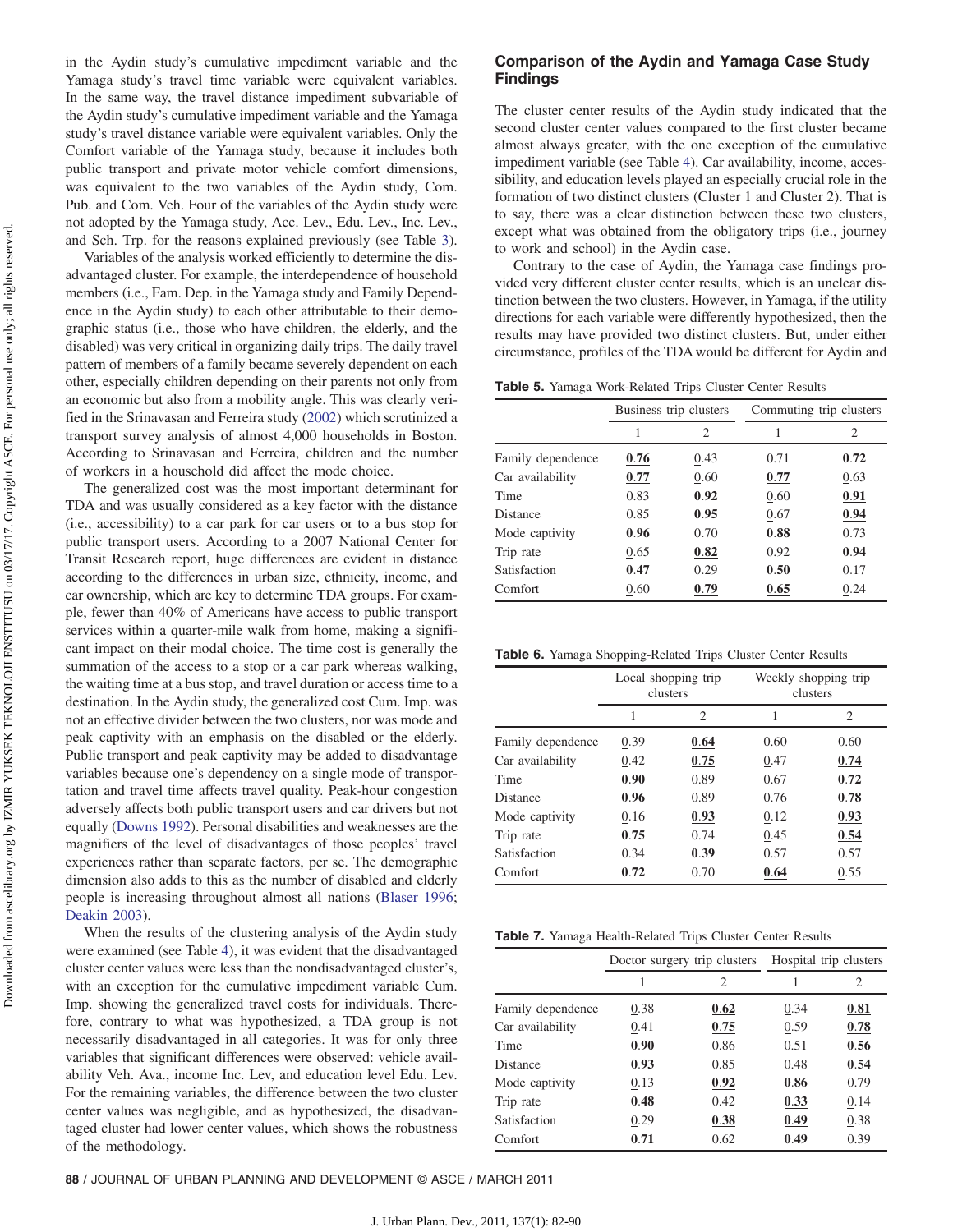in the Aydin study's cumulative impediment variable and the Yamaga study's travel time variable were equivalent variables. In the same way, the travel distance impediment subvariable of the Aydin study's cumulative impediment variable and the Yamaga study's travel distance variable were equivalent variables. Only the Comfort variable of the Yamaga study, because it includes both public transport and private motor vehicle comfort dimensions, was equivalent to the two variables of the Aydin study, Com. Pub. and Com. Veh. Four of the variables of the Aydin study were not adopted by the Yamaga study, Acc. Lev., Edu. Lev., Inc. Lev., and Sch. Trp. for the reasons explained previously (see Table 3).

Variables of the analysis worked efficiently to determine the disadvantaged cluster. For example, the interdependence of household members (i.e., Fam. Dep. in the Yamaga study and Family Dependence in the Aydin study) to each other attributable to their demographic status (i.e., those who have children, the elderly, and the disabled) was very critical in organizing daily trips. The daily travel pattern of members of a family became severely dependent on each other, especially children depending on their parents not only from an economic but also from a mobility angle. This was clearly verified in the Srinavasan and Ferreira study (2002) which scrutinized a transport survey analysis of almost 4,000 households in Boston. According to Srinavasan and Ferreira, children and the number of workers in a household did affect the mode choice.

The generalized cost was the most important determinant for TDA and was usually considered as a key factor with the distance (i.e., accessibility) to a car park for car users or to a bus stop for public transport users. According to a 2007 National Center for Transit Research report, huge differences are evident in distance according to the differences in urban size, ethnicity, income, and car ownership, which are key to determine TDA groups. For example, fewer than 40% of Americans have access to public transport services within a quarter-mile walk from home, making a significant impact on their modal choice. The time cost is generally the summation of the access to a stop or a car park whereas walking, the waiting time at a bus stop, and travel duration or access time to a destination. In the Aydin study, the generalized cost Cum. Imp. was not an effective divider between the two clusters, nor was mode and peak captivity with an emphasis on the disabled or the elderly. Public transport and peak captivity may be added to disadvantage variables because one's dependency on a single mode of transportation and travel time affects travel quality. Peak-hour congestion adversely affects both public transport users and car drivers but not equally (Downs 1992). Personal disabilities and weaknesses are the magnifiers of the level of disadvantages of those peoples' travel experiences rather than separate factors, per se. The demographic dimension also adds to this as the number of disabled and elderly people is increasing throughout almost all nations (Blaser 1996; Deakin 2003).

When the results of the clustering analysis of the Aydin study were examined (see Table 4), it was evident that the disadvantaged cluster center values were less than the nondisadvantaged cluster's, with an exception for the cumulative impediment variable Cum. Imp. showing the generalized travel costs for individuals. Therefore, contrary to what was hypothesized, a TDA group is not necessarily disadvantaged in all categories. It was for only three variables that significant differences were observed: vehicle availability Veh. Ava., income Inc. Lev, and education level Edu. Lev. For the remaining variables, the difference between the two cluster center values was negligible, and as hypothesized, the disadvantaged cluster had lower center values, which shows the robustness of the methodology.

## Comparison of the Aydin and Yamaga Case Study Findings

The cluster center results of the Aydin study indicated that the second cluster center values compared to the first cluster became almost always greater, with the one exception of the cumulative impediment variable (see Table 4). Car availability, income, accessibility, and education levels played an especially crucial role in the formation of two distinct clusters (Cluster 1 and Cluster 2). That is to say, there was a clear distinction between these two clusters, except what was obtained from the obligatory trips (i.e., journey to work and school) in the Aydin case.

Contrary to the case of Aydin, the Yamaga case findings provided very different cluster center results, which is an unclear distinction between the two clusters. However, in Yamaga, if the utility directions for each variable were differently hypothesized, then the results may have provided two distinct clusters. But, under either circumstance, profiles of the TDA would be different for Aydin and

**Table 5.** Yamaga Work-Related Trips Cluster Center Results

| | Business trip clusters | | Commuting trip clusters | |
|---|---|---|---|---|
| | 1 | 2 | 1 | 2 |
| Family dependence | **0.76** | 0.43 | 0.71 | **0.72** |
| Car availability | **0.77** | 0.60 | **0.77** | 0.63 |
| Time | 0.83 | **0.92** | 0.60 | **0.91** |
| Distance | 0.85 | **0.95** | 0.67 | **0.94** |
| Mode captivity | **0.96** | 0.70 | **0.88** | 0.73 |
| Trip rate | 0.65 | **0.82** | 0.92 | **0.94** |
| Satisfaction | **0.47** | 0.29 | **0.50** | 0.17 |
| Comfort | 0.60 | **0.79** | **0.65** | 0.24 |

**Table 6.** Yamaga Shopping-Related Trips Cluster Center Results

| | Local shopping trip clusters | | Weekly shopping trip clusters | |
|---|---|---|---|---|
| | 1 | 2 | 1 | 2 |
| Family dependence | 0.39 | **0.64** | 0.60 | 0.60 |
| Car availability | 0.42 | **0.75** | 0.47 | **0.74** |
| Time | **0.90** | 0.89 | 0.67 | **0.72** |
| Distance | **0.96** | 0.89 | 0.76 | **0.78** |
| Mode captivity | 0.16 | **0.93** | 0.12 | **0.93** |
| Trip rate | **0.75** | 0.74 | 0.45 | **0.54** |
| Satisfaction | 0.34 | **0.39** | 0.57 | 0.57 |
| Comfort | **0.72** | 0.70 | **0.64** | 0.55 |

**Table 7.** Yamaga Health-Related Trips Cluster Center Results

| | Doctor surgery trip clusters | | Hospital trip clusters | |
|---|---|---|---|---|
| | 1 | 2 | 1 | 2 |
| Family dependence | 0.38 | **0.62** | 0.34 | **0.81** |
| Car availability | 0.41 | **0.75** | 0.59 | **0.78** |
| Time | **0.90** | 0.86 | 0.51 | **0.56** |
| Distance | **0.93** | 0.85 | 0.48 | **0.54** |
| Mode captivity | 0.13 | **0.92** | **0.86** | 0.79 |
| Trip rate | **0.48** | 0.42 | **0.33** | 0.14 |
| Satisfaction | 0.29 | **0.38** | **0.49** | 0.38 |
| Comfort | **0.71** | 0.62 | **0.49** | 0.39 |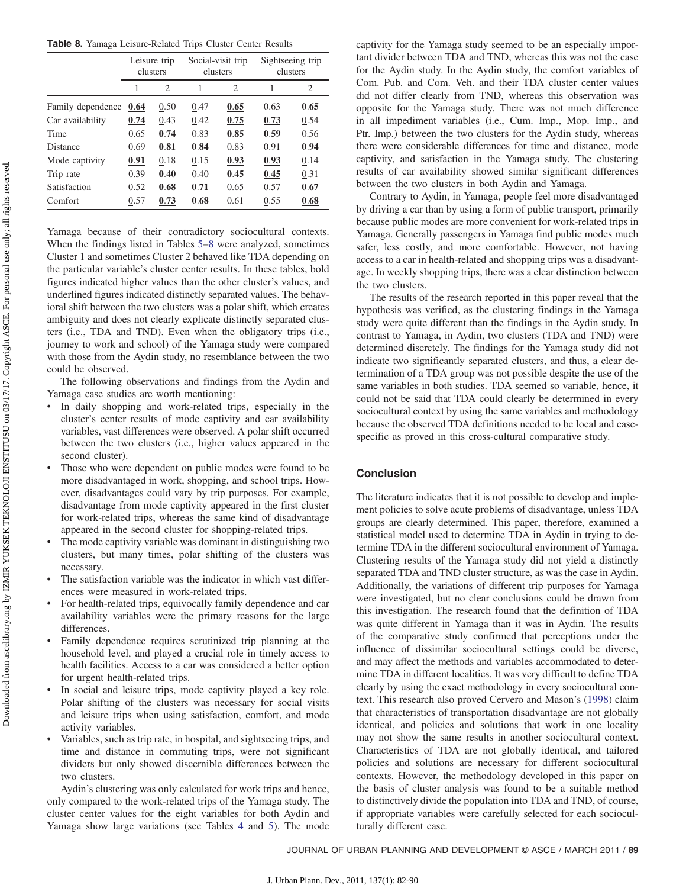**Table 8.** Yamaga Leisure-Related Trips Cluster Center Results

| | Leisure trip clusters | | Social-visit trip clusters | | Sightseeing trip clusters | |
|---|---|---|---|---|---|---|
| | 1 | 2 | 1 | 2 | 1 | 2 |
| Family dependence | **0.64** | 0.50 | 0.47 | **0.65** | 0.63 | **0.65** |
| Car availability | **0.74** | 0.43 | 0.42 | **0.75** | **0.73** | 0.54 |
| Time | 0.65 | **0.74** | 0.83 | **0.85** | **0.59** | 0.56 |
| Distance | 0.69 | **0.81** | **0.84** | 0.83 | 0.91 | **0.94** |
| Mode captivity | **0.91** | 0.18 | 0.15 | **0.93** | **0.93** | 0.14 |
| Trip rate | 0.39 | **0.40** | 0.40 | **0.45** | **0.45** | 0.31 |
| Satisfaction | 0.52 | **0.68** | **0.71** | 0.65 | 0.57 | **0.67** |
| Comfort | 0.57 | **0.73** | **0.68** | 0.61 | 0.55 | **0.68** |

Yamaga because of their contradictory sociocultural contexts. When the findings listed in Tables 5–8 were analyzed, sometimes Cluster 1 and sometimes Cluster 2 behaved like TDA depending on the particular variable's cluster center results. In these tables, bold figures indicated higher values than the other cluster's values, and underlined figures indicated distinctly separated values. The behavioral shift between the two clusters was a polar shift, which creates ambiguity and does not clearly explicate distinctly separated clusters (i.e., TDA and TND). Even when the obligatory trips (i.e., journey to work and school) of the Yamaga study were compared with those from the Aydin study, no resemblance between the two could be observed.

The following observations and findings from the Aydin and Yamaga case studies are worth mentioning:

- In daily shopping and work-related trips, especially in the cluster's center results of mode captivity and car availability variables, vast differences were observed. A polar shift occurred between the two clusters (i.e., higher values appeared in the second cluster).
- Those who were dependent on public modes were found to be more disadvantaged in work, shopping, and school trips. However, disadvantages could vary by trip purposes. For example, disadvantage from mode captivity appeared in the first cluster for work-related trips, whereas the same kind of disadvantage appeared in the second cluster for shopping-related trips.
- The mode captivity variable was dominant in distinguishing two clusters, but many times, polar shifting of the clusters was necessary.
- The satisfaction variable was the indicator in which vast differences were measured in work-related trips.
- For health-related trips, equivocally family dependence and car availability variables were the primary reasons for the large differences.
- Family dependence requires scrutinized trip planning at the household level, and played a crucial role in timely access to health facilities. Access to a car was considered a better option for urgent health-related trips.
- In social and leisure trips, mode captivity played a key role. Polar shifting of the clusters was necessary for social visits and leisure trips when using satisfaction, comfort, and mode activity variables.
- Variables, such as trip rate, in hospital, and sightseeing trips, and time and distance in commuting trips, were not significant dividers but only showed discernible differences between the two clusters.

Aydin's clustering was only calculated for work trips and hence, only compared to the work-related trips of the Yamaga study. The cluster center values for the eight variables for both Aydin and Yamaga show large variations (see Tables 4 and 5). The mode captivity for the Yamaga study seemed to be an especially important divider between TDA and TND, whereas this was not the case for the Aydin study. In the Aydin study, the comfort variables of Com. Pub. and Com. Veh. and their TDA cluster center values did not differ clearly from TND, whereas this observation was opposite for the Yamaga study. There was not much difference in all impediment variables (i.e., Cum. Imp., Mop. Imp., and Ptr. Imp.) between the two clusters for the Aydin study, whereas there were considerable differences for time and distance, mode captivity, and satisfaction in the Yamaga study. The clustering results of car availability showed similar significant differences between the two clusters in both Aydin and Yamaga.

Contrary to Aydin, in Yamaga, people feel more disadvantaged by driving a car than by using a form of public transport, primarily because public modes are more convenient for work-related trips in Yamaga. Generally passengers in Yamaga find public modes much safer, less costly, and more comfortable. However, not having access to a car in health-related and shopping trips was a disadvantage. In weekly shopping trips, there was a clear distinction between the two clusters.

The results of the research reported in this paper reveal that the hypothesis was verified, as the clustering findings in the Yamaga study were quite different than the findings in the Aydin study. In contrast to Yamaga, in Aydin, two clusters (TDA and TND) were determined discretely. The findings for the Yamaga study did not indicate two significantly separated clusters, and thus, a clear determination of a TDA group was not possible despite the use of the same variables in both studies. TDA seemed so variable, hence, it could not be said that TDA could clearly be determined in every sociocultural context by using the same variables and methodology because the observed TDA definitions needed to be local and case-specific as proved in this cross-cultural comparative study.

## Conclusion

The literature indicates that it is not possible to develop and implement policies to solve acute problems of disadvantage, unless TDA groups are clearly determined. This paper, therefore, examined a statistical model used to determine TDA in Aydin in trying to determine TDA in the different sociocultural environment of Yamaga. Clustering results of the Yamaga study did not yield a distinctly separated TDA and TND cluster structure, as was the case in Aydin. Additionally, the variations of different trip purposes for Yamaga were investigated, but no clear conclusions could be drawn from this investigation. The research found that the definition of TDA was quite different in Yamaga than it was in Aydin. The results of the comparative study confirmed that perceptions under the influence of dissimilar sociocultural settings could be diverse, and may affect the methods and variables accommodated to determine TDA in different localities. It was very difficult to define TDA clearly by using the exact methodology in every sociocultural context. This research also proved Cervero and Mason's (1998) claim that characteristics of transportation disadvantage are not globally identical, and policies and solutions that work in one locality may not show the same results in another sociocultural context. Characteristics of TDA are not globally identical, and tailored policies and solutions are necessary for different sociocultural contexts. However, the methodology developed in this paper on the basis of cluster analysis was found to be a suitable method to distinctively divide the population into TDA and TND, of course, if appropriate variables were carefully selected for each socioculturally different case.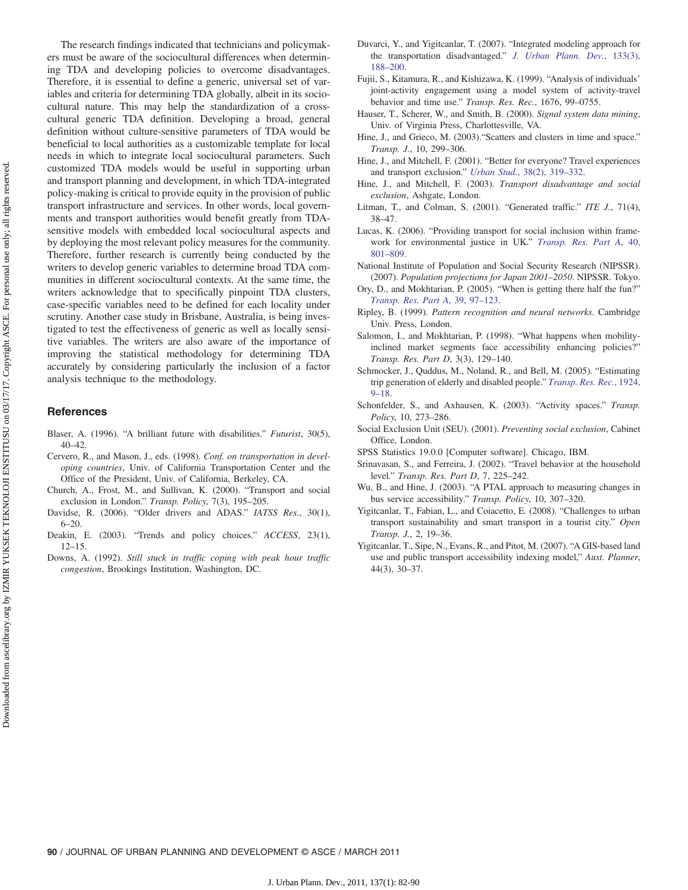The research findings indicated that technicians and policymakers must be aware of the sociocultural differences when determining TDA and developing policies to overcome disadvantages. Therefore, it is essential to define a generic, universal set of variables and criteria for determining TDA globally, albeit in its sociocultural nature. This may help the standardization of a cross-cultural generic TDA definition. Developing a broad, general definition without culture-sensitive parameters of TDA would be beneficial to local authorities as a customizable template for local needs in which to integrate local sociocultural parameters. Such customized TDA models would be useful in supporting urban and transport planning and development, in which TDA-integrated policy-making is critical to provide equity in the provision of public transport infrastructure and services. In other words, local governments and transport authorities would benefit greatly from TDA-sensitive models with embedded local sociocultural aspects and by deploying the most relevant policy measures for the community. Therefore, further research is currently being conducted by the writers to develop generic variables to determine broad TDA communities in different sociocultural contexts. At the same time, the writers acknowledge that to specifically pinpoint TDA clusters, case-specific variables need to be defined for each locality under scrutiny. Another case study in Brisbane, Australia, is being investigated to test the effectiveness of generic as well as locally sensitive variables. The writers are also aware of the importance of improving the statistical methodology for determining TDA accurately by considering particularly the inclusion of a factor analysis technique to the methodology.

## References

Blaser, A. (1996). "A brilliant future with disabilities." *Futurist*, 30(5), 40–42.

Cervero, R., and Mason, J., eds. (1998). *Conf. on transportation in developing countries*, Univ. of California Transportation Center and the Office of the President, Univ. of California, Berkeley, CA.

Church, A., Frost, M., and Sullivan, K. (2000). "Transport and social exclusion in London." *Transp. Policy*, 7(3), 195–205.

Davidse, R. (2006). "Older drivers and ADAS." *IATSS Res.*, 30(1), 6–20.

Deakin, E. (2003). "Trends and policy choices." *ACCESS*, 23(1), 12–15.

Downs, A. (1992). *Still stuck in traffic coping with peak hour traffic congestion*, Brookings Institution, Washington, DC.

Duvarci, Y., and Yigitcanlar, T. (2007). "Integrated modeling approach for the transportation disadvantaged." *J. Urban Plann. Dev.*, 133(3), 188–200.

Fujii, S., Kitamura, R., and Kishizawa, K. (1999). "Analysis of individuals' joint-activity engagement using a model system of activity-travel behavior and time use." *Transp. Res. Rec.*, 1676, 99–0755.

Hauser, T., Scherer, W., and Smith, B. (2000). *Signal system data mining*, Univ. of Virginia Press, Charlottesville, VA.

Hine, J., and Grieco, M. (2003)."Scatters and clusters in time and space." *Transp. J.*, 10, 299–306.

Hine, J., and Mitchell, F. (2001). "Better for everyone? Travel experiences and transport exclusion." *Urban Stud.*, 38(2), 319–332.

Hine, J., and Mitchell, F. (2003). *Transport disadvantage and social exclusion*, Ashgate, London.

Litman, T., and Colman, S. (2001). "Generated traffic." *ITE J.*, 71(4), 38–47.

Lucas, K. (2006). "Providing transport for social inclusion within framework for environmental justice in UK." *Transp. Res. Part A*, 40, 801–809.

National Institute of Population and Social Security Research (NIPSSR). (2007). *Population projections for Japan 2001–2050*. NIPSSR. Tokyo.

Ory, D., and Mokhtarian, P. (2005). "When is getting there half the fun?" *Transp. Res. Part A*, 39, 97–123.

Ripley, B. (1999). *Pattern recognition and neural networks*. Cambridge Univ. Press, London.

Salomon, I., and Mokhtarian, P. (1998). "What happens when mobility-inclined market segments face accessibility enhancing policies?" *Transp. Res. Part D*, 3(3), 129–140.

Schmocker, J., Quddus, M., Noland, R., and Bell, M. (2005). "Estimating trip generation of elderly and disabled people." *Transp. Res. Rec.*, 1924, 9–18.

Schonfelder, S., and Axhausen, K. (2003). "Activity spaces." *Transp. Policy*, 10, 273–286.

Social Exclusion Unit (SEU). (2001). *Preventing social exclusion*, Cabinet Office, London.

SPSS Statistics 19.0.0 [Computer software]. Chicago, IBM.

Srinavasan, S., and Ferreira, J. (2002). "Travel behavior at the household level." *Transp. Res. Part D*, 7, 225–242.

Wu, B., and Hine, J. (2003). "A PTAL approach to measuring changes in bus service accessibility." *Transp. Policy*, 10, 307–320.

Yigitcanlar, T., Fabian, L., and Coiacetto, E. (2008). "Challenges to urban transport sustainability and smart transport in a tourist city." *Open Transp. J.*, 2, 19–36.

Yigitcanlar, T., Sipe, N., Evans, R., and Pitot, M. (2007). "A GIS-based land use and public transport accessibility indexing model," *Aust. Planner*, 44(3), 30–37.